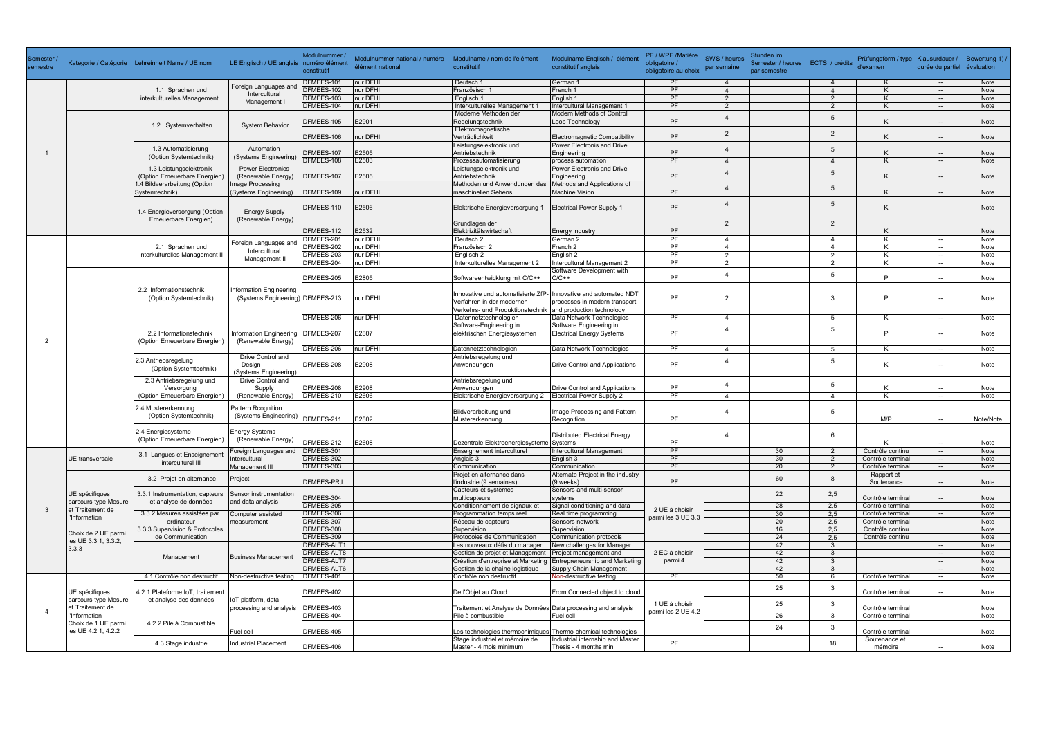| Semester / semestre | Kategorie / Catégorie | Lehreinheit Name / UE nom | LE Englisch / UE anglais | Modulnummer / numéro élément constitutif | Modulnummer national / numéro élément national | Modulname / nom de l'élément constitutif | Modulname Englisch / élément constitutif anglais | PF / WPF /Matière obligatoire / obligatoire au choix | SWS / heures par semaine | Stunden im Semester / heures par semestre | ECTS / crédits | Prüfungsform / type d'examen | Klausurdauer / durée du partiel | Bewertung 1) / évaluation |
|---|---|---|---|---|---|---|---|---|---|---|---|---|---|---|
| 1 | | 1.1 Sprachen und interkulturelles Management I | Foreign Languages and Intercultural Management I | DFMEES-101 | nur DFHI | Deutsch 1 | German 1 | PF | 4 | | 4 | K | -- | Note |
| | | | | DFMEES-102 | nur DFHI | Französisch 1 | French 1 | PF | 4 | | 4 | K | -- | Note |
| | | | | DFMEES-103 | nur DFHI | Englisch 1 | English 1 | PF | 2 | | 2 | K | -- | Note |
| | | | | DFMEES-104 | nur DFHI | Interkulturelles Management 1 | Intercultural Management 1 | PF | 2 | | 2 | K | -- | Note |
| | | 1.2 Systemverhalten | System Behavior | DFMEES-105 | E2901 | Moderne Methoden der Regelungstechnik | Modern Methods of Control Loop Technology | PF | 4 | | 5 | K | -- | Note |
| | | | | DFMEES-106 | nur DFHI | Elektromagnetische Verträglichkeit | Electromagnetic Compatibility | PF | 2 | | 2 | K | -- | Note |
| | | 1.3 Automatisierung (Option Systemtechnik) | Automation (Systems Engineering) | DFMEES-107 | E2505 | Leistungselektronik und Antriebstechnik | Power Electronics and Drive Engineering | PF | 4 | | 5 | K | -- | Note |
| | | | | DFMEES-108 | E2503 | Prozessautomatisierung | process automation | PF | 4 | | 4 | K | -- | Note |
| | | 1.3 Leistungselektronik (Option Erneuerbare Energien) | Power Electronics (Renewable Energy) | DFMEES-107 | E2505 | Leistungselektronik und Antriebstechnik | Power Electronics and Drive Engineering | PF | 4 | | 5 | K | -- | Note |
| | | 1.4 Bildverarbeitung (Option Systemtechnik) | Image Processing (Systems Engineering) | DFMEES-109 | nur DFHI | Methoden und Anwendungen des maschinellen Sehens | Methods and Applications of Machine Vision | PF | 4 | | 5 | K | -- | Note |
| | | 1.4 Energieversorgung (Option Erneuerbare Energien) | Energy Supply (Renewable Energy) | DFMEES-110 | E2506 | Elektrische Energieversorgung 1 | Electrical Power Supply 1 | PF | 4 | | 5 | K | | Note |
| | | | | DFMEES-112 | E2532 | Grundlagen der Elektrizitätswirtschaft | Energy industry | PF | 2 | | 2 | K | | Note |
| 2 | | 2.1 Sprachen und interkulturelles Management II | Foreign Languages and Intercultural Management II | DFMEES-201 | nur DFHI | Deutsch 2 | German 2 | PF | 4 | | 4 | K | -- | Note |
| | | | | DFMEES-202 | nur DFHI | Französisch 2 | French 2 | PF | 4 | | 4 | K | -- | Note |
| | | | | DFMEES-203 | nur DFHI | Englisch 2 | English 2 | PF | 2 | | 2 | K | -- | Note |
| | | | | DFMEES-204 | nur DFHI | Interkulturelles Management 2 | Intercultural Management 2 | PF | 2 | | 2 | K | -- | Note |
| | | 2.2 Informationstechnik (Option Systemtechnik) | Information Engineering (Systems Engineering) | DFMEES-205 | E2805 | Softwareentwicklung mit C/C++ | Software Development with C/C++ | PF | 4 | | 5 | P | -- | Note |
| | | | | DFMEES-213 | nur DFHI | Innovative und automatisierte ZfP-Verfahren in der modernen Verkehrs- und Produktionstechnik | Innovative and automated NDT processes in modern transport and production technology | PF | 2 | | 3 | P | -- | Note |
| | | | | DFMEES-206 | nur DFHI | Datennetztechnologien | Data Network Technologies | PF | 4 | | 5 | K | -- | Note |
| | | 2.2 Informationstechnik (Option Erneuerbare Energien) | Information Engineering (Renewable Energy) | DFMEES-207 | E2807 | Software-Engineering in elektrischen Energiesystemen | Software Engineering in Electrical Energy Systems | PF | 4 | | 5 | P | -- | Note |
| | | | | DFMEES-206 | nur DFHI | Datennetztechnologien | Data Network Technologies | PF | 4 | | 5 | K | -- | Note |
| | | 2.3 Antriebsregelung (Option Systemtechnik) | Drive Control and Design (Systems Engineering) | DFMEES-208 | E2908 | Antriebsregelung und Anwendungen | Drive Control and Applications | PF | 4 | | 5 | K | -- | Note |
| | | 2.3 Antriebsregelung und Versorgung (Option Erneuerbare Energien) | Drive Control and Supply (Renewable Energy) | DFMEES-208 | E2908 | Antriebsregelung und Anwendungen | Drive Control and Applications | PF | 4 | | 5 | K | -- | Note |
| | | | | DFMEES-210 | E2606 | Elektrische Energieversorgung 2 | Electrical Power Supply 2 | PF | 4 | | 4 | K | -- | Note |
| | | 2.4 Mustererkennung (Option Systemtechnik) | Pattern Rcognition (Systems Engineering) | DFMEES-211 | E2802 | Bildverarbeitung und Mustererkennung | Image Processing and Pattern Recognition | PF | 4 | | 5 | M/P | -- | Note/Note |
| | | 2.4 Energiesysteme (Option Erneuerbare Energien) | Energy Systems (Renewable Energy) | DFMEES-212 | E2608 | Dezentrale Elektroenergiesysteme | Distributed Electrical Energy Systems | PF | 4 | | 6 | K | -- | Note |
| 3 | UE transversale | 3.1 Langues et Enseignement interculturel III | Foreign Languages and Intercultural Management III | DFMEES-301 | | Enseignement interculturel | Intercultural Management | PF | | 30 | 2 | Contrôle continu | -- | Note |
| | | | | DFMEES-302 | | Anglais 3 | English 3 | PF | | 30 | 2 | Contrôle terminal | -- | Note |
| | | | | DFMEES-303 | | Communication | Communication | PF | | 20 | 2 | Contrôle terminal | -- | Note |
| | UE spécifiques parcours type Mesure et Traitement de l'Information<br>Choix de 2 UE parmi les UE 3.3.1, 3.3.2, 3.3.3 | 3.2 Projet en alternance | Project | DFMEES-PRJ | | Projet en alternance dans l'industrie (9 semaines) | Alternate Project in the industry (9 weeks) | PF | | 60 | 8 | Rapport et Soutenance | -- | Note |
| | | 3.3.1 Instrumentation, capteurs et analyse de données | Sensor instrumentation and data analysis | DFMEES-304 | | Capteurs et systèmes multicapteurs | Sensors and multi-sensor systems | 2 UE à choisir parmi les 3 UE 3.3 | | 22 | 2,5 | Contrôle terminal | -- | Note |
| | | | | DFMEES-305 | | Conditionnement de signaux et | Signal conditioning and data | | | 28 | 2,5 | Contrôle terminal | | Note |
| | | 3.3.2 Mesures assistées par ordinateur | Computer assisted measurement | DFMEES-306 | | Programmation temps réel | Real time programming | | | 30 | 2,5 | Contrôle terminal | -- | Note |
| | | | | DFMEES-307 | | Réseau de capteurs | Sensors network | | | 20 | 2,5 | Contrôle terminal | | Note |
| | | 3.3.3 Supervision & Protocoles de Communication | | DFMEES-308 | | Supervision | Supervision | | | 16 | 2,5 | Contrôle continu | | Note |
| | | | | DFMEES-309 | | Protocoles de Communication | Communication protocols | | | 24 | 2,5 | Contrôle continu | | Note |
| | | Management | Business Management | DFMEES-ALT1 | | Les nouveaux défis du manager | New challenges for Manager | 2 EC à choisir parmi 4 | | 42 | 3 | | -- | Note |
| | | | | DFMEES-ALT8 | | Gestion de projet et Management | Project management and | | | 42 | 3 | | -- | Note |
| | | | | DFMEES-ALT7 | | Création d'entreprise et Marketing | Entrepreneurship and Marketing | | | 42 | 3 | | -- | Note |
| | | | | DFMEES-ALT6 | | Gestion de la chaîne logistique | Supply Chain Management | | | 42 | 3 | | -- | Note |
| 4 | UE spécifiques parcours type Mesure et Traitement de l'Information<br>Choix de 1 UE parmi les UE 4.2.1, 4.2.2 | 4.1 Contrôle non destructif | Non-destructive testing | DFMEES-401 | | Contrôle non destructif | Non-destructive testing | PF | | 50 | 6 | Contrôle terminal | -- | Note |
| | | 4.2.1 Plateforme IoT, traitement et analyse des données | IoT platform, data processing and analysis | DFMEES-402 | | De l'Objet au Cloud | From Connected object to cloud | 1 UE à choisir parmi les 2 UE 4.2 | | 25 | 3 | Contrôle terminal | -- | Note |
| | | | | DFMEES-403 | | Traitement et Analyse de Données | Data processing and analysis | | | 25 | 3 | Contrôle terminal | | Note |
| | | 4.2.2 Pile à Combustible | Fuel cell | DFMEES-404 | | Pile à combustible | Fuel cell | | | 26 | 3 | Contrôle terminal | | Note |
| | | | | DFMEES-405 | | Les technologies thermochimiques | Thermo-chemical technologies | | | 24 | 3 | Contrôle terminal | | Note |
| | | 4.3 Stage industriel | Industrial Placement | DFMEES-406 | | Stage industriel et mémoire de Master - 4 mois minimum | Industrial internship and Master Thesis - 4 months mini | PF | | | 18 | Soutenance et mémoire | -- | Note |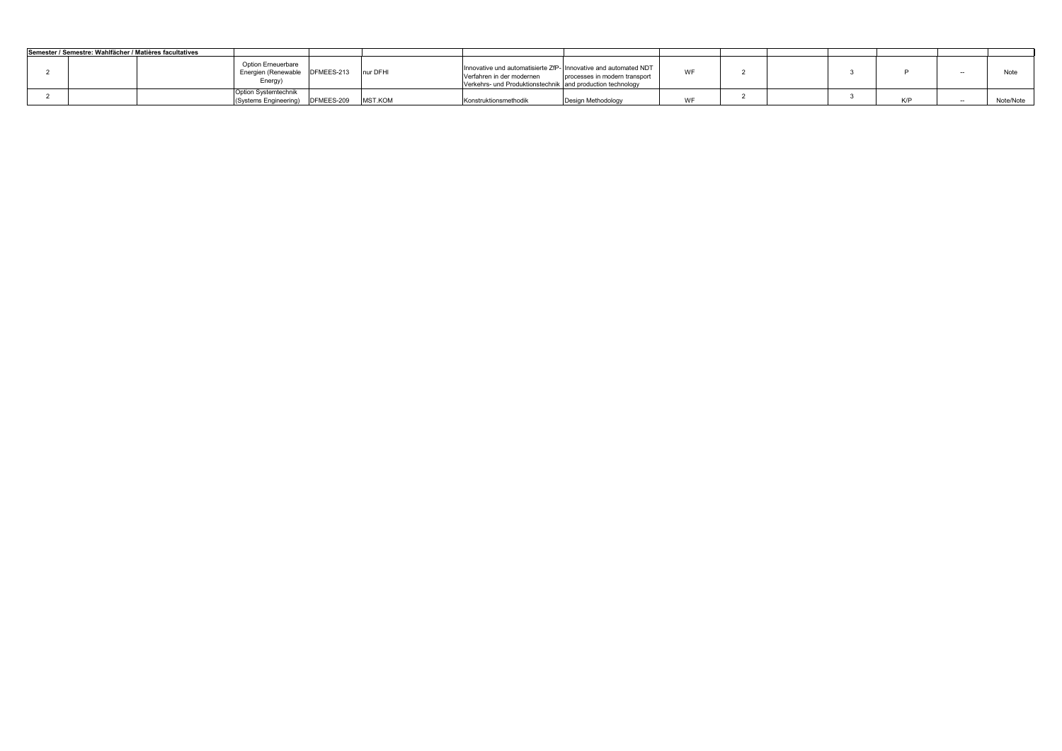| Semester / Semestre: Wahlfächer / Matières facultatives | | | | | | | | | | | | | | | |
|---|---|---|---|---|---|---|---|---|---|---|---|---|---|---|---|
| 2 | | | Option Erneuerbare Energien (Renewable Energy) | DFMEES-213 | nur DFHI | Innovative und automatisierte ZfP-Verfahren in der modernen Verkehrs- und Produktionstechnik | Innovative and automated NDT processes in modern transport and production technology | WF | 2 | | 3 | P | -- | Note |
| 2 | | | Option Systemtechnik (Systems Engineering) | DFMEES-209 | MST.KOM | Konstruktionsmethodik | Design Methodology | WF | 2 | | 3 | K/P | -- | Note/Note |